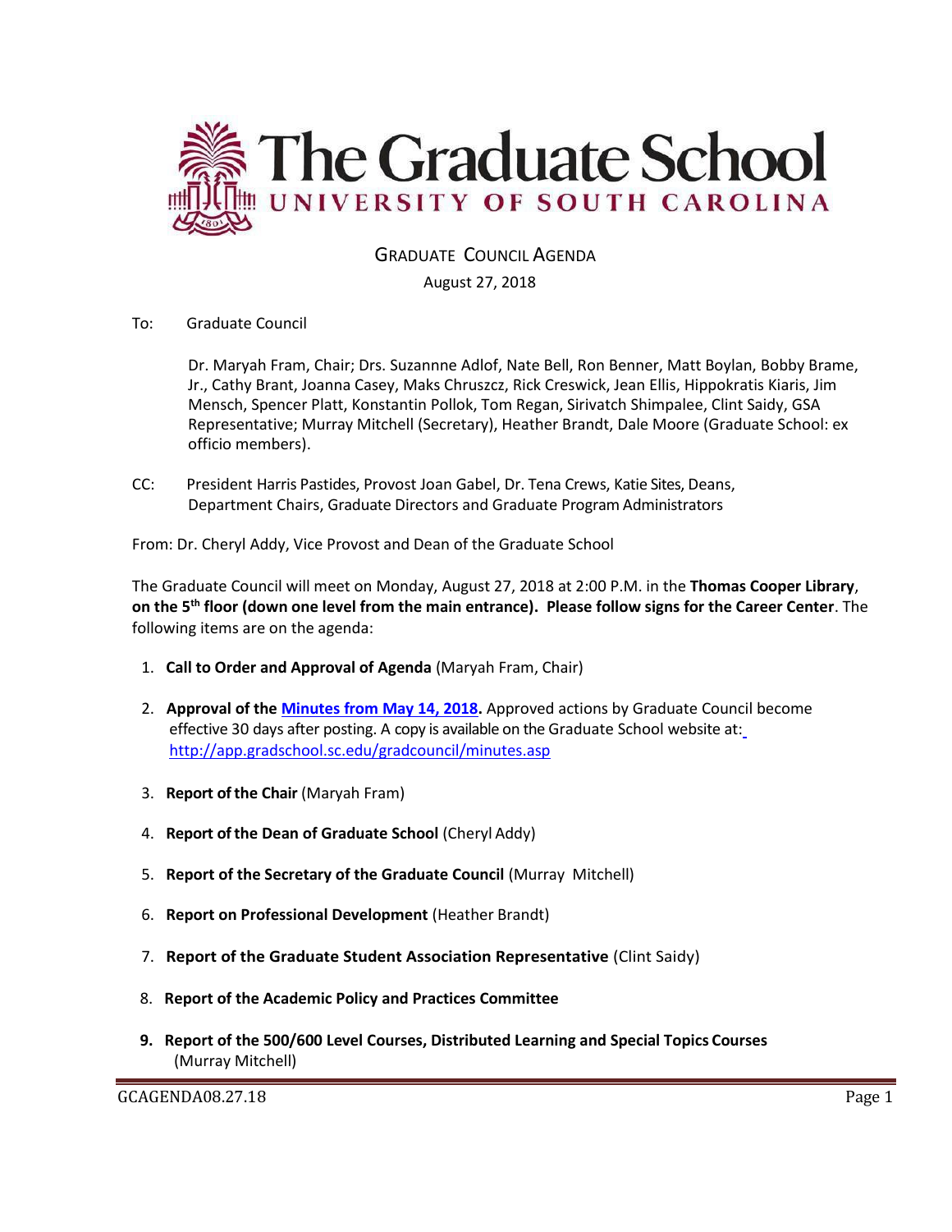# The Graduate School
## UNIVERSITY OF SOUTH CAROLINA

GRADUATE COUNCIL AGENDA

August 27, 2018

To: Graduate Council

Dr. Maryah Fram, Chair; Drs. Suzannne Adlof, Nate Bell, Ron Benner, Matt Boylan, Bobby Brame, Jr., Cathy Brant, Joanna Casey, Maks Chruszcz, Rick Creswick, Jean Ellis, Hippokratis Kiaris, Jim Mensch, Spencer Platt, Konstantin Pollok, Tom Regan, Sirivatch Shimpalee, Clint Saidy, GSA Representative; Murray Mitchell (Secretary), Heather Brandt, Dale Moore (Graduate School: ex officio members).

CC: President Harris Pastides, Provost Joan Gabel, Dr. Tena Crews, Katie Sites, Deans, Department Chairs, Graduate Directors and Graduate Program Administrators

From: Dr. Cheryl Addy, Vice Provost and Dean of the Graduate School

The Graduate Council will meet on Monday, August 27, 2018 at 2:00 P.M. in the **Thomas Cooper Library**, **on the 5th floor (down one level from the main entrance). Please follow signs for the Career Center**. The following items are on the agenda:

1. **Call to Order and Approval of Agenda** (Maryah Fram, Chair)

2. **Approval of the [Minutes from May 14, 2018](http://app.gradschool.sc.edu/gradcouncil/minutes.asp).** Approved actions by Graduate Council become effective 30 days after posting. A copy is available on the Graduate School website at: http://app.gradschool.sc.edu/gradcouncil/minutes.asp

3. **Report of the Chair** (Maryah Fram)

4. **Report of the Dean of Graduate School** (Cheryl Addy)

5. **Report of the Secretary of the Graduate Council** (Murray Mitchell)

6. **Report on Professional Development** (Heather Brandt)

7. **Report of the Graduate Student Association Representative** (Clint Saidy)

8. **Report of the Academic Policy and Practices Committee**

9. **Report of the 500/600 Level Courses, Distributed Learning and Special Topics Courses** (Murray Mitchell)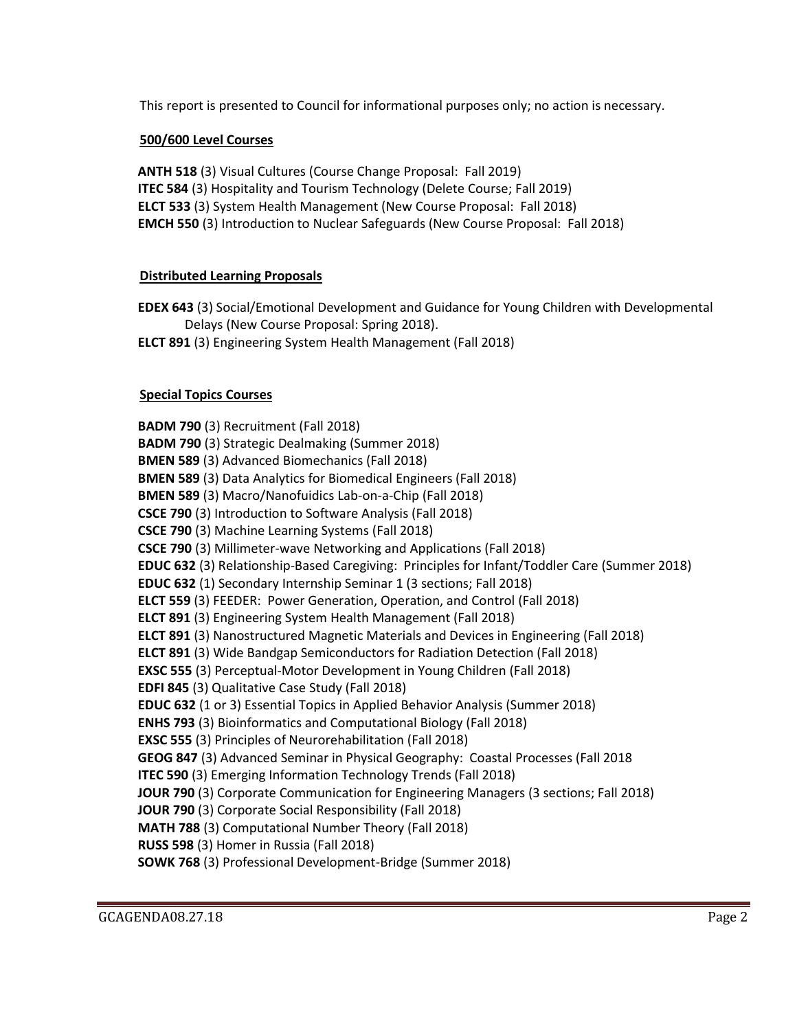This report is presented to Council for informational purposes only; no action is necessary.

**500/600 Level Courses**

**ANTH 518** (3) Visual Cultures (Course Change Proposal: Fall 2019)
**ITEC 584** (3) Hospitality and Tourism Technology (Delete Course; Fall 2019)
**ELCT 533** (3) System Health Management (New Course Proposal: Fall 2018)
**EMCH 550** (3) Introduction to Nuclear Safeguards (New Course Proposal: Fall 2018)

**Distributed Learning Proposals**

**EDEX 643** (3) Social/Emotional Development and Guidance for Young Children with Developmental Delays (New Course Proposal: Spring 2018).
**ELCT 891** (3) Engineering System Health Management (Fall 2018)

**Special Topics Courses**

**BADM 790** (3) Recruitment (Fall 2018)
**BADM 790** (3) Strategic Dealmaking (Summer 2018)
**BMEN 589** (3) Advanced Biomechanics (Fall 2018)
**BMEN 589** (3) Data Analytics for Biomedical Engineers (Fall 2018)
**BMEN 589** (3) Macro/Nanofuidics Lab-on-a-Chip (Fall 2018)
**CSCE 790** (3) Introduction to Software Analysis (Fall 2018)
**CSCE 790** (3) Machine Learning Systems (Fall 2018)
**CSCE 790** (3) Millimeter-wave Networking and Applications (Fall 2018)
**EDUC 632** (3) Relationship-Based Caregiving: Principles for Infant/Toddler Care (Summer 2018)
**EDUC 632** (1) Secondary Internship Seminar 1 (3 sections; Fall 2018)
**ELCT 559** (3) FEEDER: Power Generation, Operation, and Control (Fall 2018)
**ELCT 891** (3) Engineering System Health Management (Fall 2018)
**ELCT 891** (3) Nanostructured Magnetic Materials and Devices in Engineering (Fall 2018)
**ELCT 891** (3) Wide Bandgap Semiconductors for Radiation Detection (Fall 2018)
**EXSC 555** (3) Perceptual-Motor Development in Young Children (Fall 2018)
**EDFI 845** (3) Qualitative Case Study (Fall 2018)
**EDUC 632** (1 or 3) Essential Topics in Applied Behavior Analysis (Summer 2018)
**ENHS 793** (3) Bioinformatics and Computational Biology (Fall 2018)
**EXSC 555** (3) Principles of Neurorehabilitation (Fall 2018)
**GEOG 847** (3) Advanced Seminar in Physical Geography: Coastal Processes (Fall 2018
**ITEC 590** (3) Emerging Information Technology Trends (Fall 2018)
**JOUR 790** (3) Corporate Communication for Engineering Managers (3 sections; Fall 2018)
**JOUR 790** (3) Corporate Social Responsibility (Fall 2018)
**MATH 788** (3) Computational Number Theory (Fall 2018)
**RUSS 598** (3) Homer in Russia (Fall 2018)
**SOWK 768** (3) Professional Development-Bridge (Summer 2018)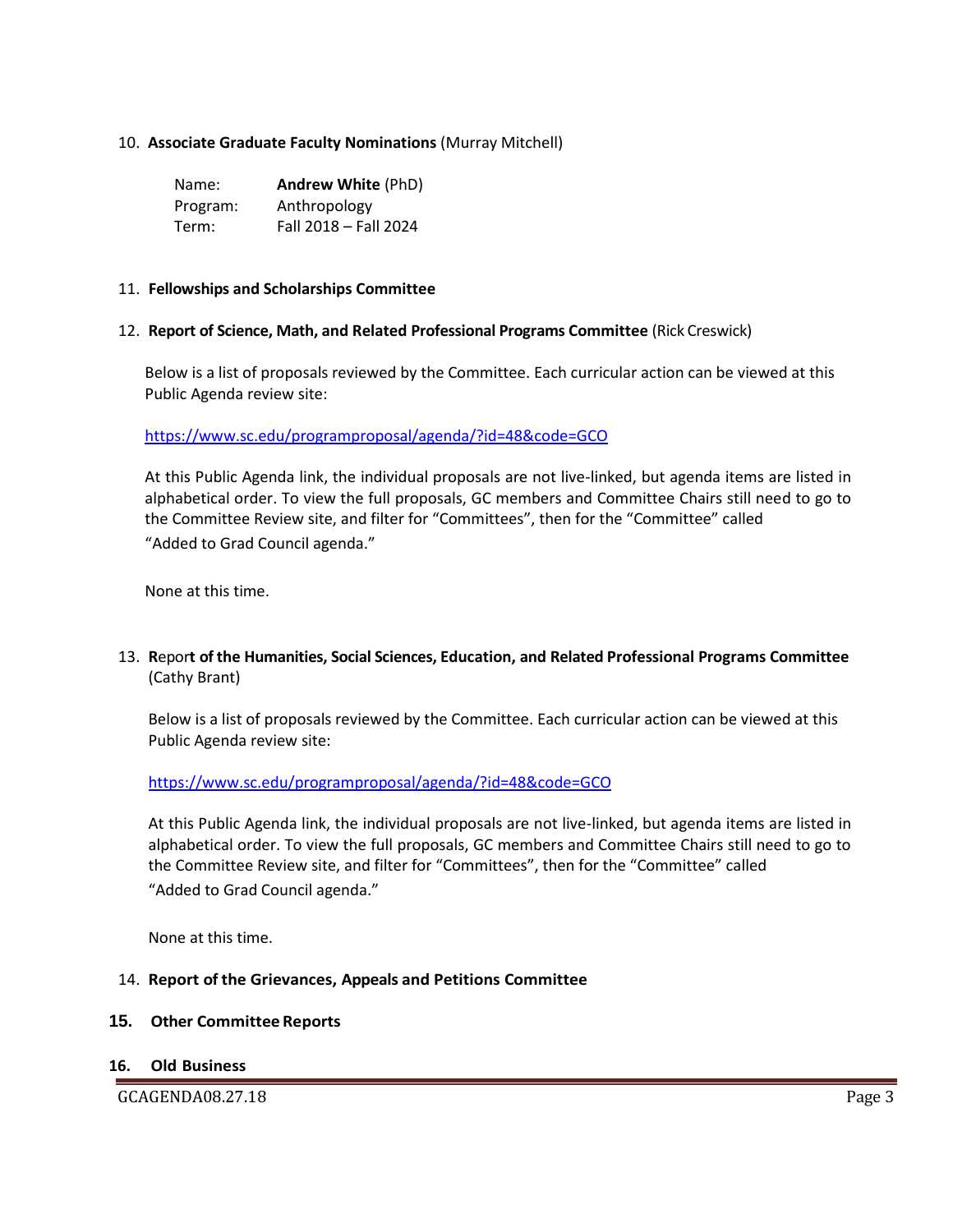10. **Associate Graduate Faculty Nominations** (Murray Mitchell)

| Name: | **Andrew White** (PhD) |
|---|---|
| Program: | Anthropology |
| Term: | Fall 2018 – Fall 2024 |

11. **Fellowships and Scholarships Committee**

12. **Report of Science, Math, and Related Professional Programs Committee** (Rick Creswick)

    Below is a list of proposals reviewed by the Committee. Each curricular action can be viewed at this Public Agenda review site:

    https://www.sc.edu/programproposal/agenda/?id=48&code=GCO

    At this Public Agenda link, the individual proposals are not live-linked, but agenda items are listed in alphabetical order. To view the full proposals, GC members and Committee Chairs still need to go to the Committee Review site, and filter for "Committees", then for the "Committee" called "Added to Grad Council agenda."

    None at this time.

13. **Report of the Humanities, Social Sciences, Education, and Related Professional Programs Committee** (Cathy Brant)

    Below is a list of proposals reviewed by the Committee. Each curricular action can be viewed at this Public Agenda review site:

    https://www.sc.edu/programproposal/agenda/?id=48&code=GCO

    At this Public Agenda link, the individual proposals are not live-linked, but agenda items are listed in alphabetical order. To view the full proposals, GC members and Committee Chairs still need to go to the Committee Review site, and filter for "Committees", then for the "Committee" called "Added to Grad Council agenda."

    None at this time.

14. **Report of the Grievances, Appeals and Petitions Committee**

15. **Other Committee Reports**

16. **Old Business**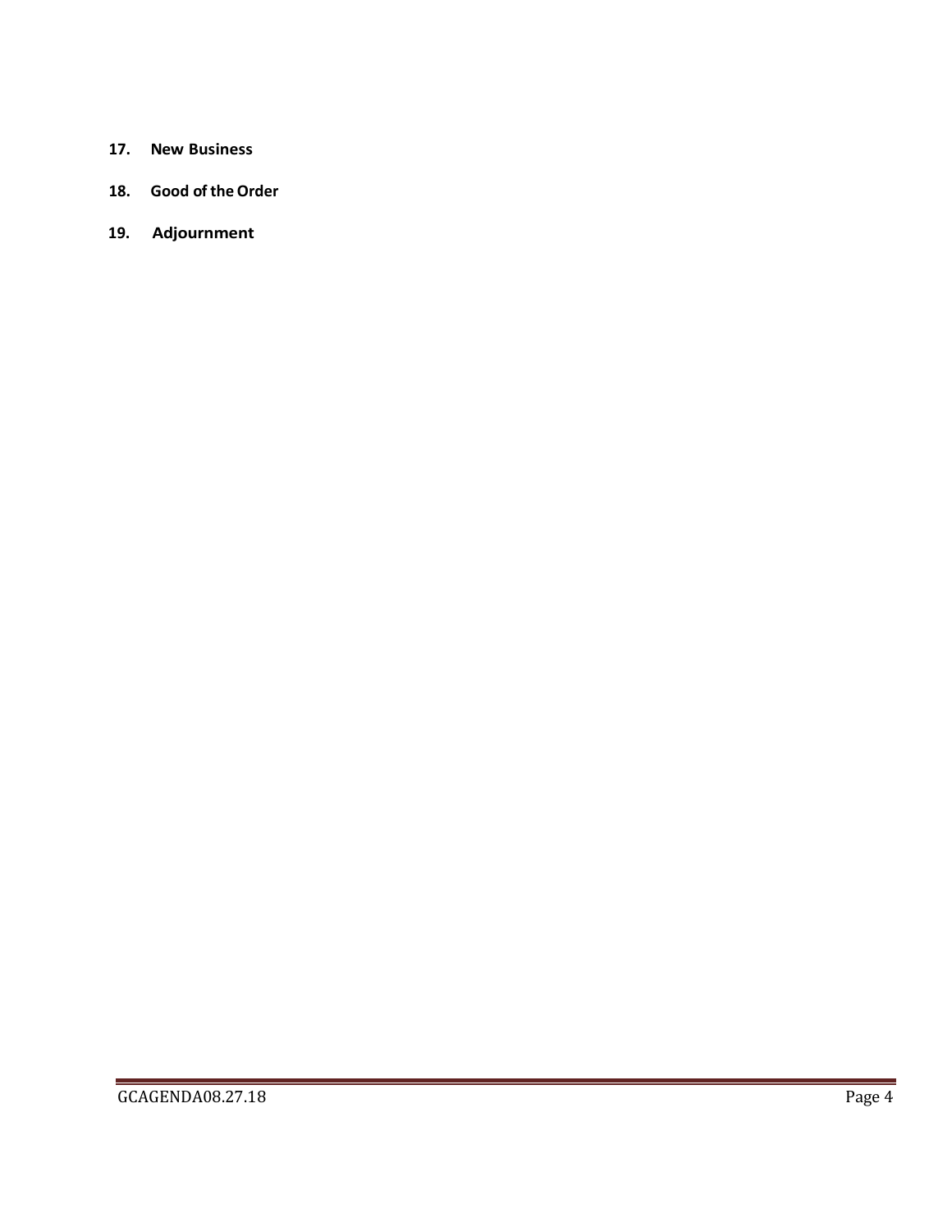**17. New Business**

**18. Good of the Order**

**19. Adjournment**